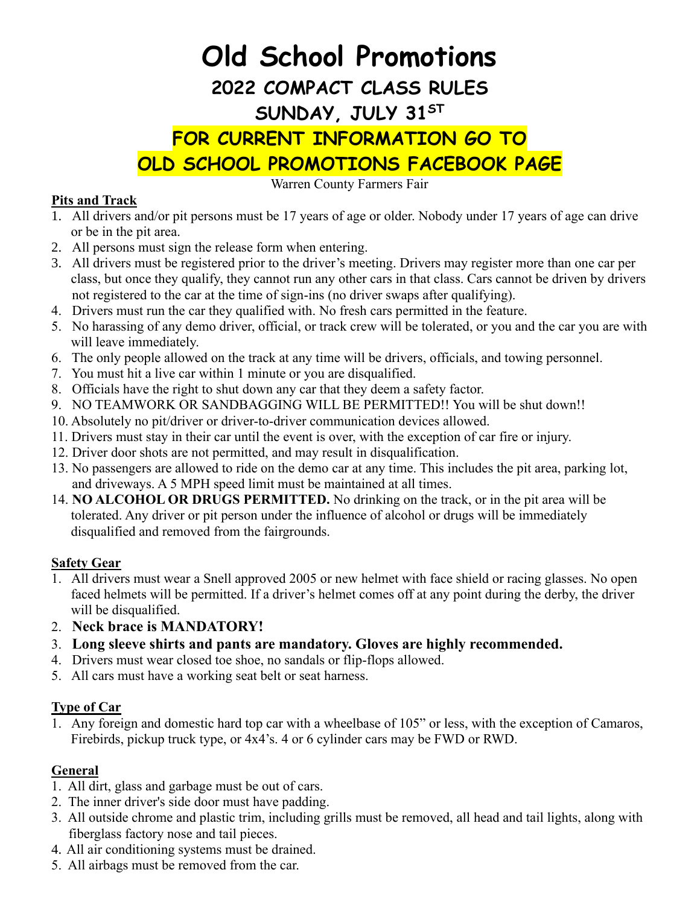# Old School Promotions

## 2022 COMPACT CLASS RULES

## SUNDAY, JULY 31ST

## FOR CURRENT INFORMATION GO TO OLD SCHOOL PROMOTIONS FACEBOOK PAGE

Warren County Farmers Fair

### Pits and Track

1. All drivers and/or pit persons must be 17 years of age or older. Nobody under 17 years of age can drive or be in the pit area.
2. All persons must sign the release form when entering.
3. All drivers must be registered prior to the driver's meeting. Drivers may register more than one car per class, but once they qualify, they cannot run any other cars in that class. Cars cannot be driven by drivers not registered to the car at the time of sign-ins (no driver swaps after qualifying).
4. Drivers must run the car they qualified with. No fresh cars permitted in the feature.
5. No harassing of any demo driver, official, or track crew will be tolerated, or you and the car you are with will leave immediately.
6. The only people allowed on the track at any time will be drivers, officials, and towing personnel.
7. You must hit a live car within 1 minute or you are disqualified.
8. Officials have the right to shut down any car that they deem a safety factor.
9. NO TEAMWORK OR SANDBAGGING WILL BE PERMITTED!! You will be shut down!!
10. Absolutely no pit/driver or driver-to-driver communication devices allowed.
11. Drivers must stay in their car until the event is over, with the exception of car fire or injury.
12. Driver door shots are not permitted, and may result in disqualification.
13. No passengers are allowed to ride on the demo car at any time. This includes the pit area, parking lot, and driveways. A 5 MPH speed limit must be maintained at all times.
14. **NO ALCOHOL OR DRUGS PERMITTED.** No drinking on the track, or in the pit area will be tolerated. Any driver or pit person under the influence of alcohol or drugs will be immediately disqualified and removed from the fairgrounds.

### Safety Gear

1. All drivers must wear a Snell approved 2005 or new helmet with face shield or racing glasses. No open faced helmets will be permitted. If a driver's helmet comes off at any point during the derby, the driver will be disqualified.
2. **Neck brace is MANDATORY!**
3. **Long sleeve shirts and pants are mandatory. Gloves are highly recommended.**
4. Drivers must wear closed toe shoe, no sandals or flip-flops allowed.
5. All cars must have a working seat belt or seat harness.

### Type of Car

1. Any foreign and domestic hard top car with a wheelbase of 105" or less, with the exception of Camaros, Firebirds, pickup truck type, or 4x4's. 4 or 6 cylinder cars may be FWD or RWD.

### General

1. All dirt, glass and garbage must be out of cars.
2. The inner driver's side door must have padding.
3. All outside chrome and plastic trim, including grills must be removed, all head and tail lights, along with fiberglass factory nose and tail pieces.
4. All air conditioning systems must be drained.
5. All airbags must be removed from the car.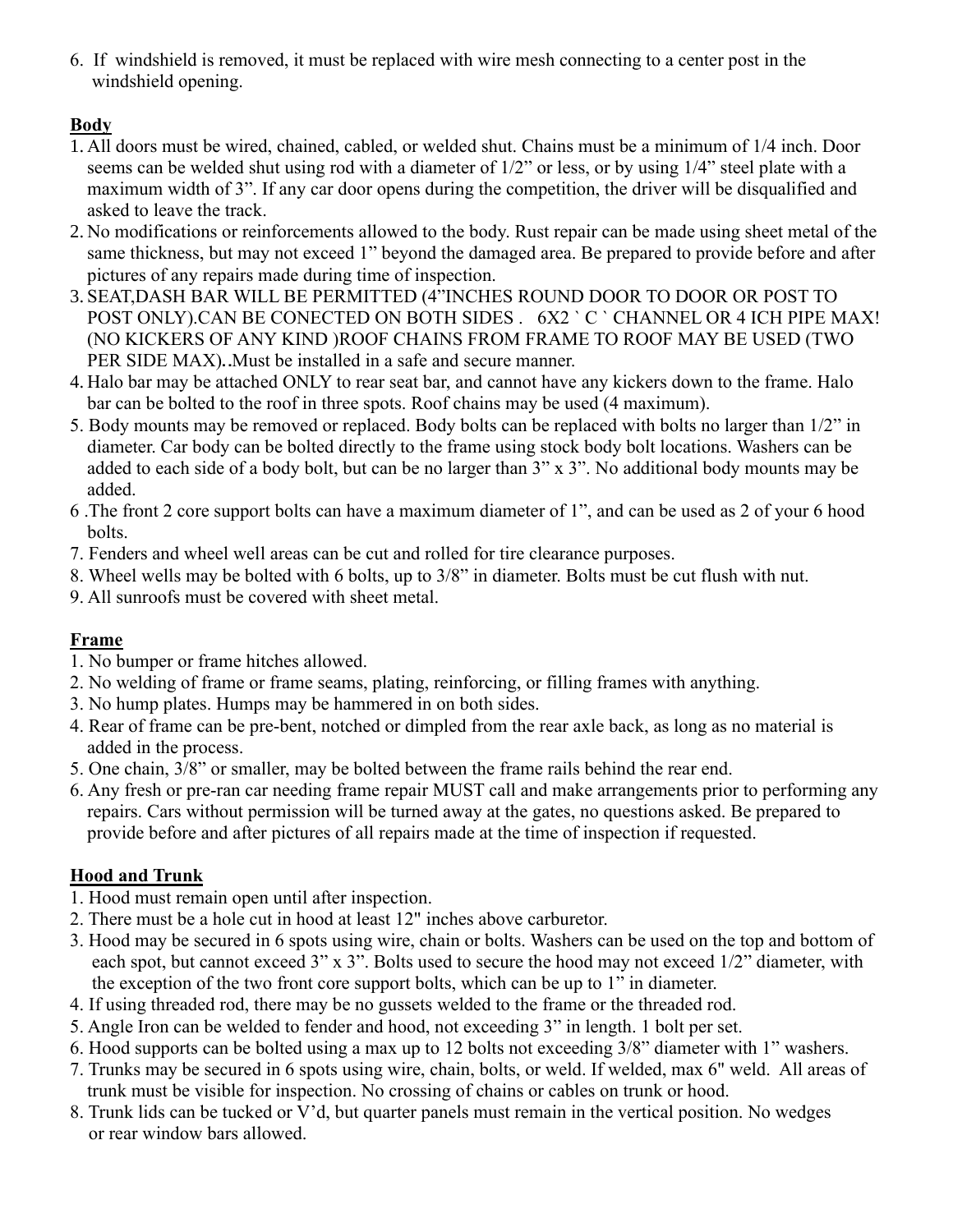6. If windshield is removed, it must be replaced with wire mesh connecting to a center post in the windshield opening.

**Body**

1. All doors must be wired, chained, cabled, or welded shut. Chains must be a minimum of 1/4 inch. Door seems can be welded shut using rod with a diameter of 1/2" or less, or by using 1/4" steel plate with a maximum width of 3". If any car door opens during the competition, the driver will be disqualified and asked to leave the track.
2. No modifications or reinforcements allowed to the body. Rust repair can be made using sheet metal of the same thickness, but may not exceed 1" beyond the damaged area. Be prepared to provide before and after pictures of any repairs made during time of inspection.
3. SEAT,DASH BAR WILL BE PERMITTED (4"INCHES ROUND DOOR TO DOOR OR POST TO POST ONLY).CAN BE CONECTED ON BOTH SIDES . 6X2 ` C ` CHANNEL OR 4 ICH PIPE MAX! (NO KICKERS OF ANY KIND )ROOF CHAINS FROM FRAME TO ROOF MAY BE USED (TWO PER SIDE MAX)..Must be installed in a safe and secure manner.
4. Halo bar may be attached ONLY to rear seat bar, and cannot have any kickers down to the frame. Halo bar can be bolted to the roof in three spots. Roof chains may be used (4 maximum).
5. Body mounts may be removed or replaced. Body bolts can be replaced with bolts no larger than 1/2" in diameter. Car body can be bolted directly to the frame using stock body bolt locations. Washers can be added to each side of a body bolt, but can be no larger than 3" x 3". No additional body mounts may be added.
6. The front 2 core support bolts can have a maximum diameter of 1", and can be used as 2 of your 6 hood bolts.
7. Fenders and wheel well areas can be cut and rolled for tire clearance purposes.
8. Wheel wells may be bolted with 6 bolts, up to 3/8" in diameter. Bolts must be cut flush with nut.
9. All sunroofs must be covered with sheet metal.

**Frame**

1. No bumper or frame hitches allowed.
2. No welding of frame or frame seams, plating, reinforcing, or filling frames with anything.
3. No hump plates. Humps may be hammered in on both sides.
4. Rear of frame can be pre-bent, notched or dimpled from the rear axle back, as long as no material is added in the process.
5. One chain, 3/8" or smaller, may be bolted between the frame rails behind the rear end.
6. Any fresh or pre-ran car needing frame repair MUST call and make arrangements prior to performing any repairs. Cars without permission will be turned away at the gates, no questions asked. Be prepared to provide before and after pictures of all repairs made at the time of inspection if requested.

**Hood and Trunk**

1. Hood must remain open until after inspection.
2. There must be a hole cut in hood at least 12" inches above carburetor.
3. Hood may be secured in 6 spots using wire, chain or bolts. Washers can be used on the top and bottom of each spot, but cannot exceed 3" x 3". Bolts used to secure the hood may not exceed 1/2" diameter, with the exception of the two front core support bolts, which can be up to 1" in diameter.
4. If using threaded rod, there may be no gussets welded to the frame or the threaded rod.
5. Angle Iron can be welded to fender and hood, not exceeding 3" in length. 1 bolt per set.
6. Hood supports can be bolted using a max up to 12 bolts not exceeding 3/8" diameter with 1" washers.
7. Trunks may be secured in 6 spots using wire, chain, bolts, or weld. If welded, max 6" weld. All areas of trunk must be visible for inspection. No crossing of chains or cables on trunk or hood.
8. Trunk lids can be tucked or V'd, but quarter panels must remain in the vertical position. No wedges or rear window bars allowed.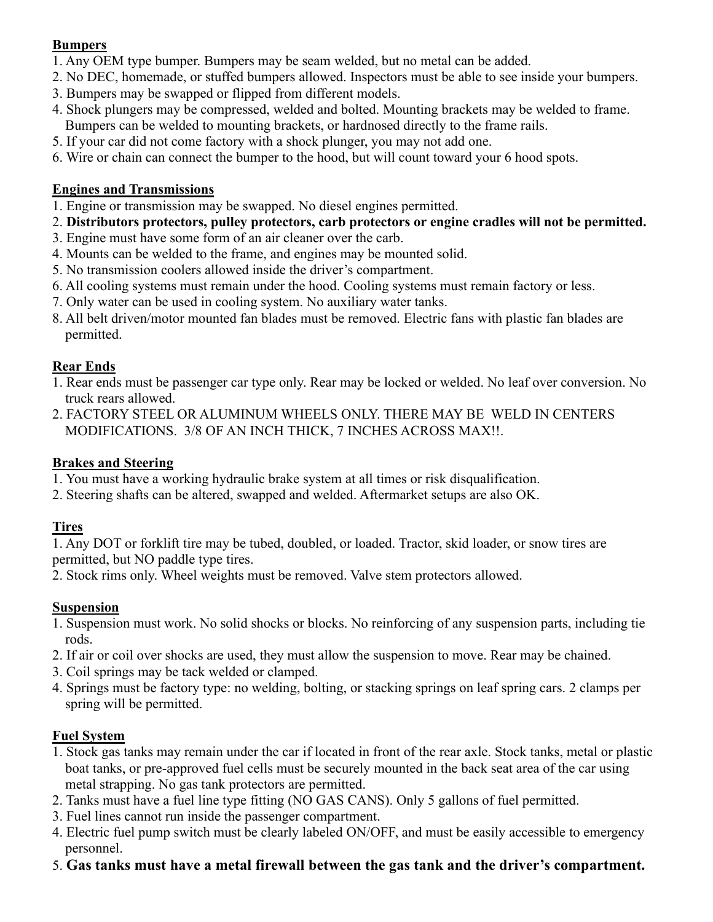**Bumpers**

1. Any OEM type bumper. Bumpers may be seam welded, but no metal can be added.
2. No DEC, homemade, or stuffed bumpers allowed. Inspectors must be able to see inside your bumpers.
3. Bumpers may be swapped or flipped from different models.
4. Shock plungers may be compressed, welded and bolted. Mounting brackets may be welded to frame. Bumpers can be welded to mounting brackets, or hardnosed directly to the frame rails.
5. If your car did not come factory with a shock plunger, you may not add one.
6. Wire or chain can connect the bumper to the hood, but will count toward your 6 hood spots.

**Engines and Transmissions**

1. Engine or transmission may be swapped. No diesel engines permitted.
2. **Distributors protectors, pulley protectors, carb protectors or engine cradles will not be permitted.**
3. Engine must have some form of an air cleaner over the carb.
4. Mounts can be welded to the frame, and engines may be mounted solid.
5. No transmission coolers allowed inside the driver's compartment.
6. All cooling systems must remain under the hood. Cooling systems must remain factory or less.
7. Only water can be used in cooling system. No auxiliary water tanks.
8. All belt driven/motor mounted fan blades must be removed. Electric fans with plastic fan blades are permitted.

**Rear Ends**

1. Rear ends must be passenger car type only. Rear may be locked or welded. No leaf over conversion. No truck rears allowed.
2. FACTORY STEEL OR ALUMINUM WHEELS ONLY. THERE MAY BE WELD IN CENTERS MODIFICATIONS. 3/8 OF AN INCH THICK, 7 INCHES ACROSS MAX!!.

**Brakes and Steering**

1. You must have a working hydraulic brake system at all times or risk disqualification.
2. Steering shafts can be altered, swapped and welded. Aftermarket setups are also OK.

**Tires**

1. Any DOT or forklift tire may be tubed, doubled, or loaded. Tractor, skid loader, or snow tires are permitted, but NO paddle type tires.
2. Stock rims only. Wheel weights must be removed. Valve stem protectors allowed.

**Suspension**

1. Suspension must work. No solid shocks or blocks. No reinforcing of any suspension parts, including tie rods.
2. If air or coil over shocks are used, they must allow the suspension to move. Rear may be chained.
3. Coil springs may be tack welded or clamped.
4. Springs must be factory type: no welding, bolting, or stacking springs on leaf spring cars. 2 clamps per spring will be permitted.

**Fuel System**

1. Stock gas tanks may remain under the car if located in front of the rear axle. Stock tanks, metal or plastic boat tanks, or pre-approved fuel cells must be securely mounted in the back seat area of the car using metal strapping. No gas tank protectors are permitted.
2. Tanks must have a fuel line type fitting (NO GAS CANS). Only 5 gallons of fuel permitted.
3. Fuel lines cannot run inside the passenger compartment.
4. Electric fuel pump switch must be clearly labeled ON/OFF, and must be easily accessible to emergency personnel.
5. **Gas tanks must have a metal firewall between the gas tank and the driver's compartment.**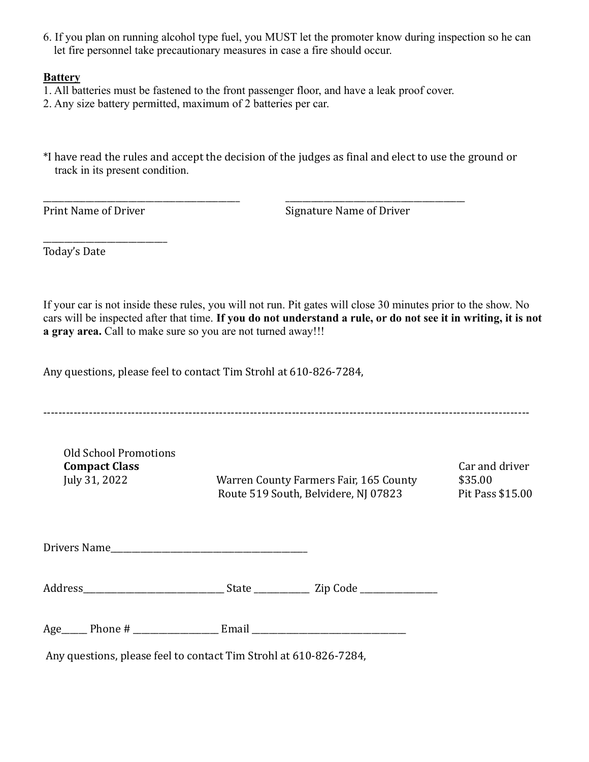6. If you plan on running alcohol type fuel, you MUST let the promoter know during inspection so he can let fire personnel take precautionary measures in case a fire should occur.

**Battery**

1. All batteries must be fastened to the front passenger floor, and have a leak proof cover.
2. Any size battery permitted, maximum of 2 batteries per car.

*I have read the rules and accept the decision of the judges as final and elect to use the ground or track in its present condition.

_________________________________________ _______________________________________

Print Name of Driver Signature Name of Driver

___________________________

Today's Date

If your car is not inside these rules, you will not run. Pit gates will close 30 minutes prior to the show. No cars will be inspected after that time. **If you do not understand a rule, or do not see it in writing, it is not a gray area.** Call to make sure so you are not turned away!!!

Any questions, please feel to contact Tim Strohl at 610-826-7284,

---

Old School Promotions
**Compact Class**
July 31, 2022

Warren County Farmers Fair, 165 County Route 519 South, Belvidere, NJ 07823

Car and driver $35.00
Pit Pass $15.00

Drivers Name_____________________________________________

Address________________________________ State ____________ Zip Code _________________

Age_____ Phone # ___________________ Email __________________________________

Any questions, please feel to contact Tim Strohl at 610-826-7284,